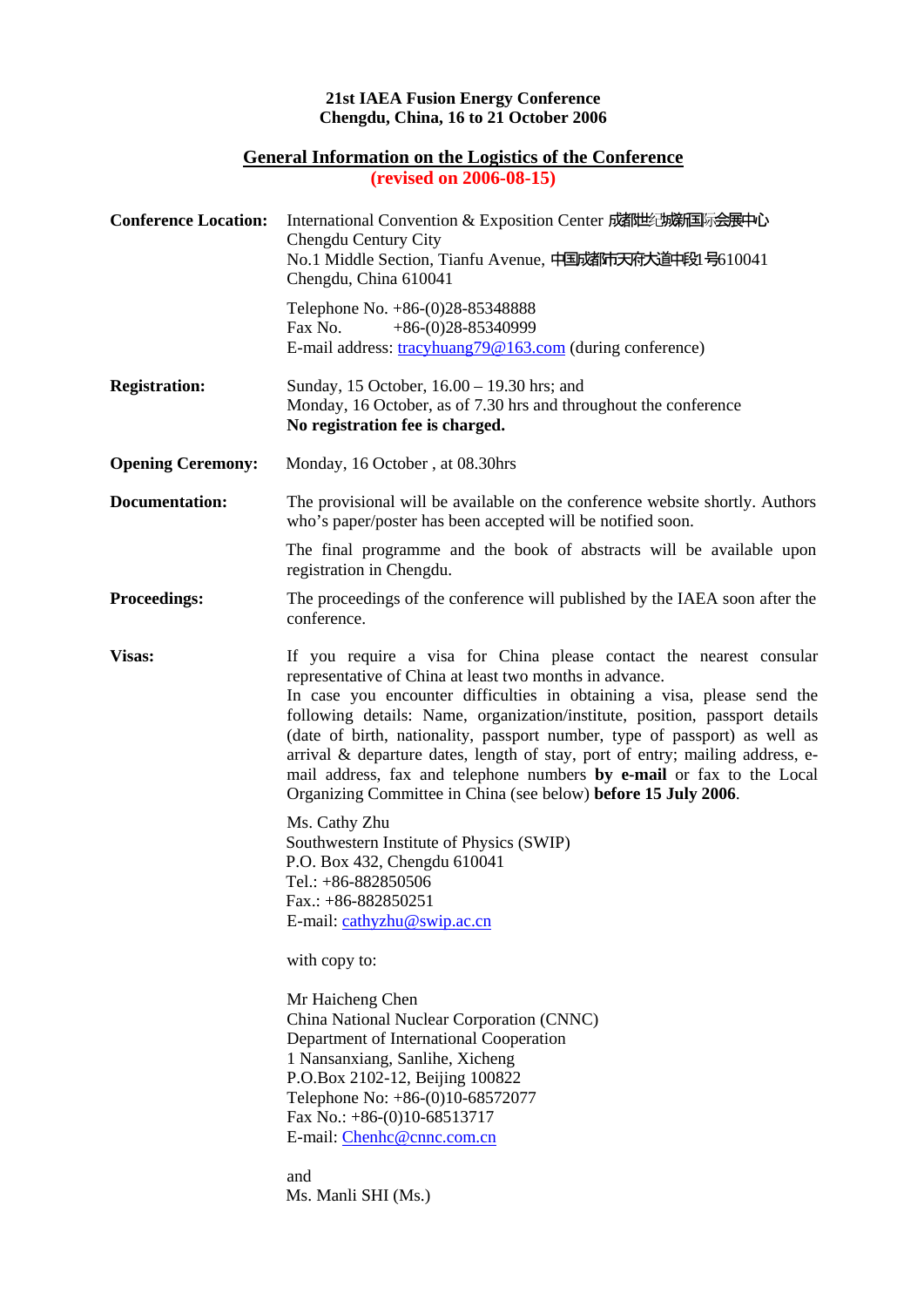**21st IAEA Fusion Energy Conference**
**Chengdu, China, 16 to 21 October 2006**

# General Information on the Logistics of the Conference

**(revised on 2006-08-15)**

**Conference Location:** International Convention & Exposition Center 成都世纪城新国际会展中心
Chengdu Century City
No.1 Middle Section, Tianfu Avenue, 中国成都市天府大道中段1号610041
Chengdu, China 610041

Telephone No. +86-(0)28-85348888
Fax No. +86-(0)28-85340999
E-mail address: tracyhuang79@163.com (during conference)

**Registration:** Sunday, 15 October, 16.00 – 19.30 hrs; and
Monday, 16 October, as of 7.30 hrs and throughout the conference
**No registration fee is charged.**

**Opening Ceremony:** Monday, 16 October , at 08.30hrs

**Documentation:** The provisional will be available on the conference website shortly. Authors who's paper/poster has been accepted will be notified soon.

The final programme and the book of abstracts will be available upon registration in Chengdu.

**Proceedings:** The proceedings of the conference will published by the IAEA soon after the conference.

**Visas:** If you require a visa for China please contact the nearest consular representative of China at least two months in advance.
In case you encounter difficulties in obtaining a visa, please send the following details: Name, organization/institute, position, passport details (date of birth, nationality, passport number, type of passport) as well as arrival & departure dates, length of stay, port of entry; mailing address, e-mail address, fax and telephone numbers **by e-mail** or fax to the Local Organizing Committee in China (see below) **before 15 July 2006**.

Ms. Cathy Zhu
Southwestern Institute of Physics (SWIP)
P.O. Box 432, Chengdu 610041
Tel.: +86-882850506
Fax.: +86-882850251
E-mail: cathyzhu@swip.ac.cn

with copy to:

Mr Haicheng Chen
China National Nuclear Corporation (CNNC)
Department of International Cooperation
1 Nansanxiang, Sanlihe, Xicheng
P.O.Box 2102-12, Beijing 100822
Telephone No: +86-(0)10-68572077
Fax No.: +86-(0)10-68513717
E-mail: Chenhc@cnnc.com.cn

and
Ms. Manli SHI (Ms.)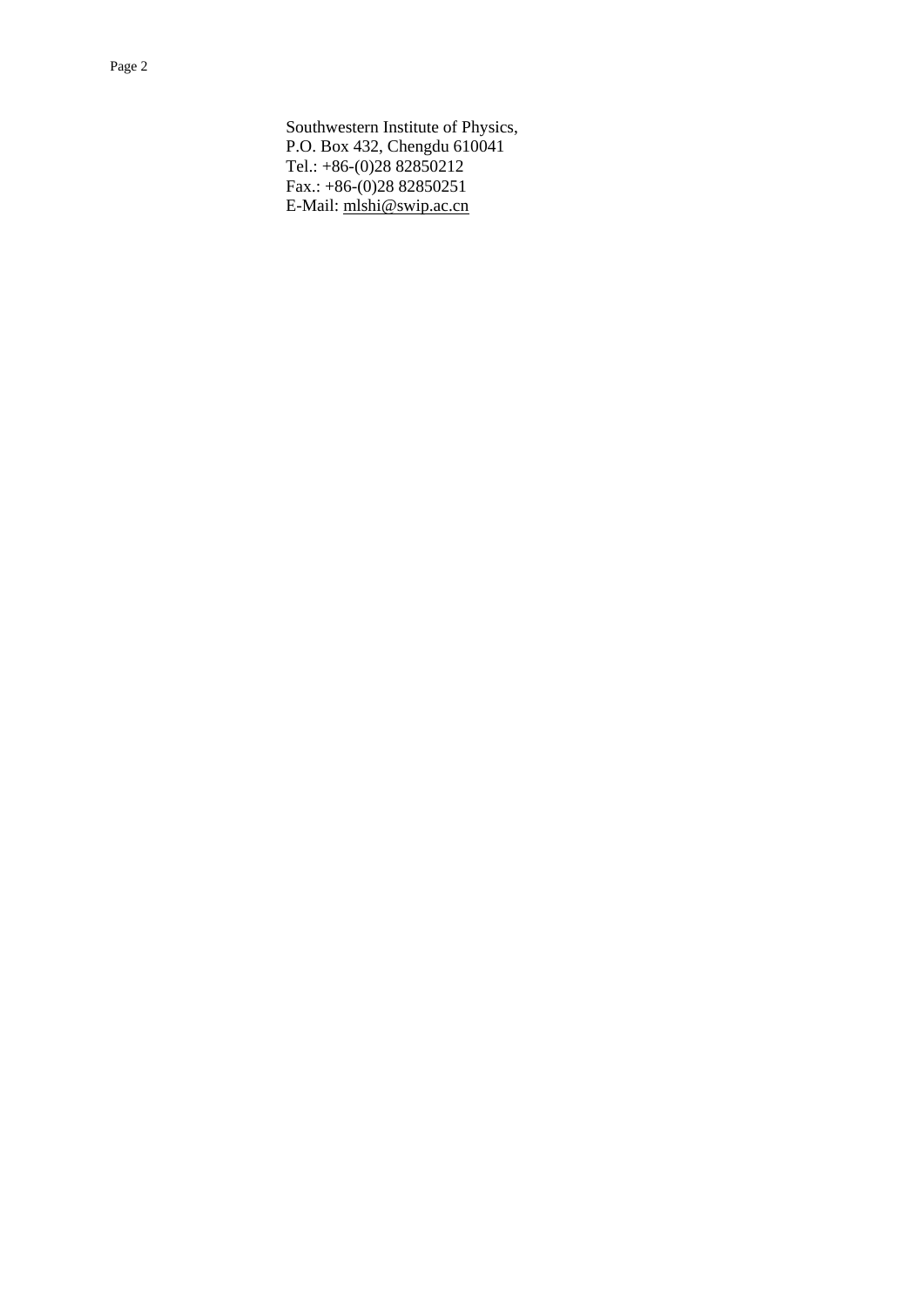Southwestern Institute of Physics,
P.O. Box 432, Chengdu 610041
Tel.: +86-(0)28 82850212
Fax.: +86-(0)28 82850251
E-Mail: mlshi@swip.ac.cn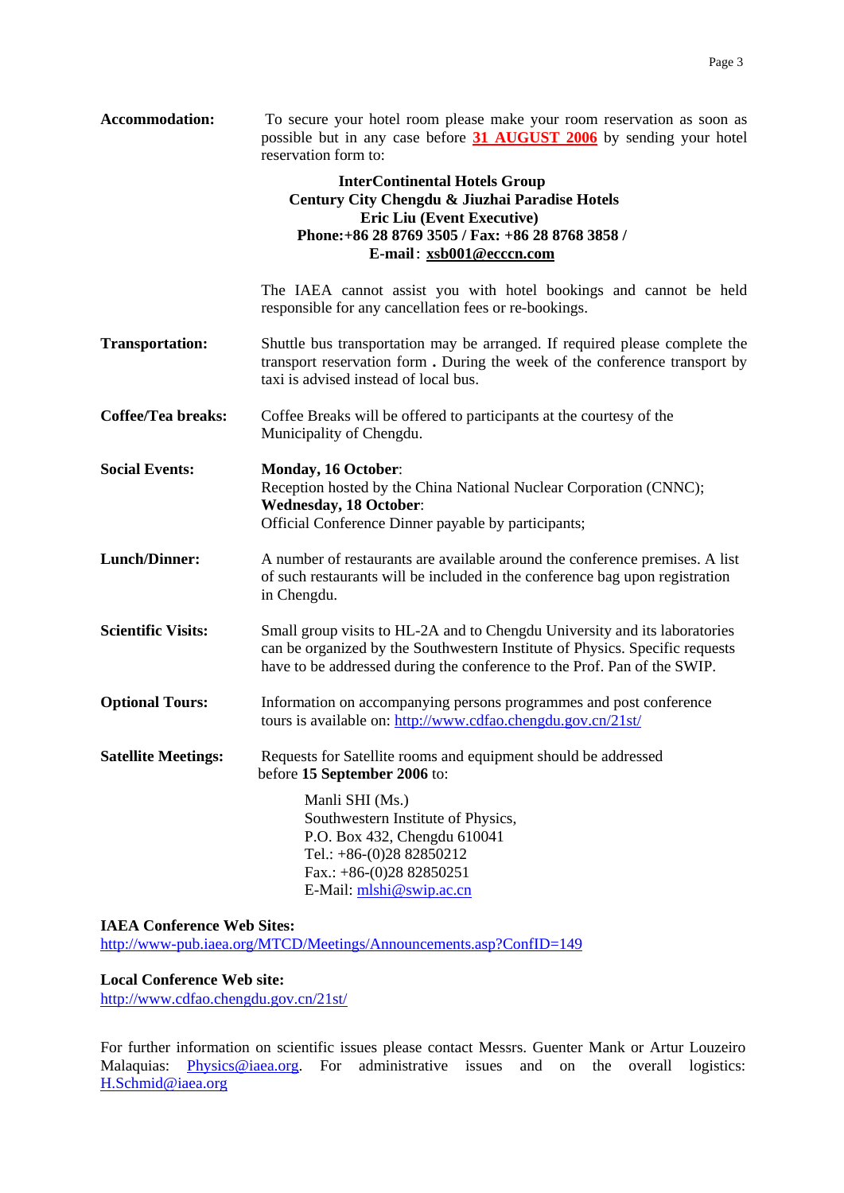**Accommodation:** To secure your hotel room please make your room reservation as soon as possible but in any case before **31 AUGUST 2006** by sending your hotel reservation form to:

**InterContinental Hotels Group**
**Century City Chengdu & Jiuzhai Paradise Hotels**
**Eric Liu (Event Executive)**
**Phone:+86 28 8769 3505 / Fax: +86 28 8768 3858 /**
**E-mail: xsb001@ecccn.com**

The IAEA cannot assist you with hotel bookings and cannot be held responsible for any cancellation fees or re-bookings.

**Transportation:** Shuttle bus transportation may be arranged. If required please complete the transport reservation form **.** During the week of the conference transport by taxi is advised instead of local bus.

**Coffee/Tea breaks:** Coffee Breaks will be offered to participants at the courtesy of the Municipality of Chengdu.

**Social Events:** **Monday, 16 October**:
Reception hosted by the China National Nuclear Corporation (CNNC);
**Wednesday, 18 October**:
Official Conference Dinner payable by participants;

**Lunch/Dinner:** A number of restaurants are available around the conference premises. A list of such restaurants will be included in the conference bag upon registration in Chengdu.

**Scientific Visits:** Small group visits to HL-2A and to Chengdu University and its laboratories can be organized by the Southwestern Institute of Physics. Specific requests have to be addressed during the conference to the Prof. Pan of the SWIP.

**Optional Tours:** Information on accompanying persons programmes and post conference tours is available on: http://www.cdfao.chengdu.gov.cn/21st/

**Satellite Meetings:** Requests for Satellite rooms and equipment should be addressed before **15 September 2006** to:

Manli SHI (Ms.)
Southwestern Institute of Physics,
P.O. Box 432, Chengdu 610041
Tel.: +86-(0)28 82850212
Fax.: +86-(0)28 82850251
E-Mail: mlshi@swip.ac.cn

**IAEA Conference Web Sites:**
http://www-pub.iaea.org/MTCD/Meetings/Announcements.asp?ConfID=149

**Local Conference Web site:**
http://www.cdfao.chengdu.gov.cn/21st/

For further information on scientific issues please contact Messrs. Guenter Mank or Artur Louzeiro Malaquias: Physics@iaea.org. For administrative issues and on the overall logistics: H.Schmid@iaea.org